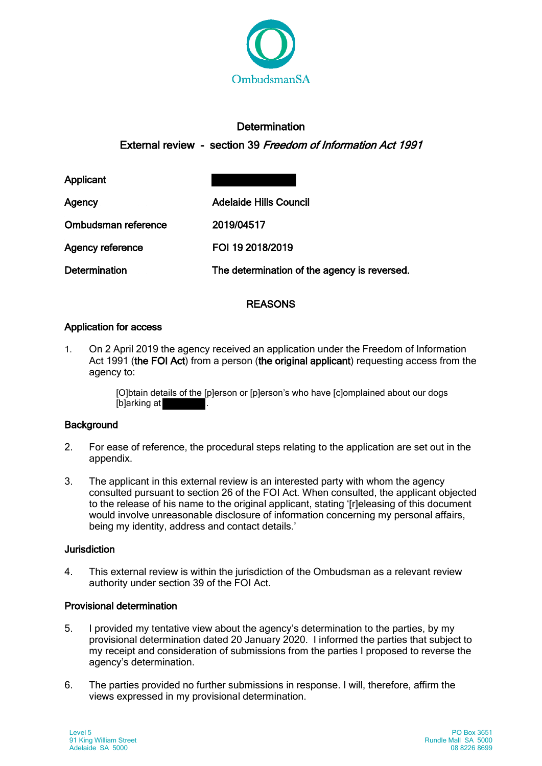OmbudsmanSA

# Determination

## External review - section 39 *Freedom of Information Act 1991*

| | |
|---|---|
| Applicant | |
| Agency | Adelaide Hills Council |
| Ombudsman reference | 2019/04517 |
| Agency reference | FOI 19 2018/2019 |
| Determination | The determination of the agency is reversed. |

## REASONS

### Application for access

1. On 2 April 2019 the agency received an application under the Freedom of Information Act 1991 (**the FOI Act**) from a person (**the original applicant**) requesting access from the agency to:

   > [O]btain details of the [p]erson or [p]erson's who have [c]omplained about our dogs [b]arking at .

### Background

2. For ease of reference, the procedural steps relating to the application are set out in the appendix.

3. The applicant in this external review is an interested party with whom the agency consulted pursuant to section 26 of the FOI Act. When consulted, the applicant objected to the release of his name to the original applicant, stating '[r]eleasing of this document would involve unreasonable disclosure of information concerning my personal affairs, being my identity, address and contact details.'

### Jurisdiction

4. This external review is within the jurisdiction of the Ombudsman as a relevant review authority under section 39 of the FOI Act.

### Provisional determination

5. I provided my tentative view about the agency's determination to the parties, by my provisional determination dated 20 January 2020. I informed the parties that subject to my receipt and consideration of submissions from the parties I proposed to reverse the agency's determination.

6. The parties provided no further submissions in response. I will, therefore, affirm the views expressed in my provisional determination.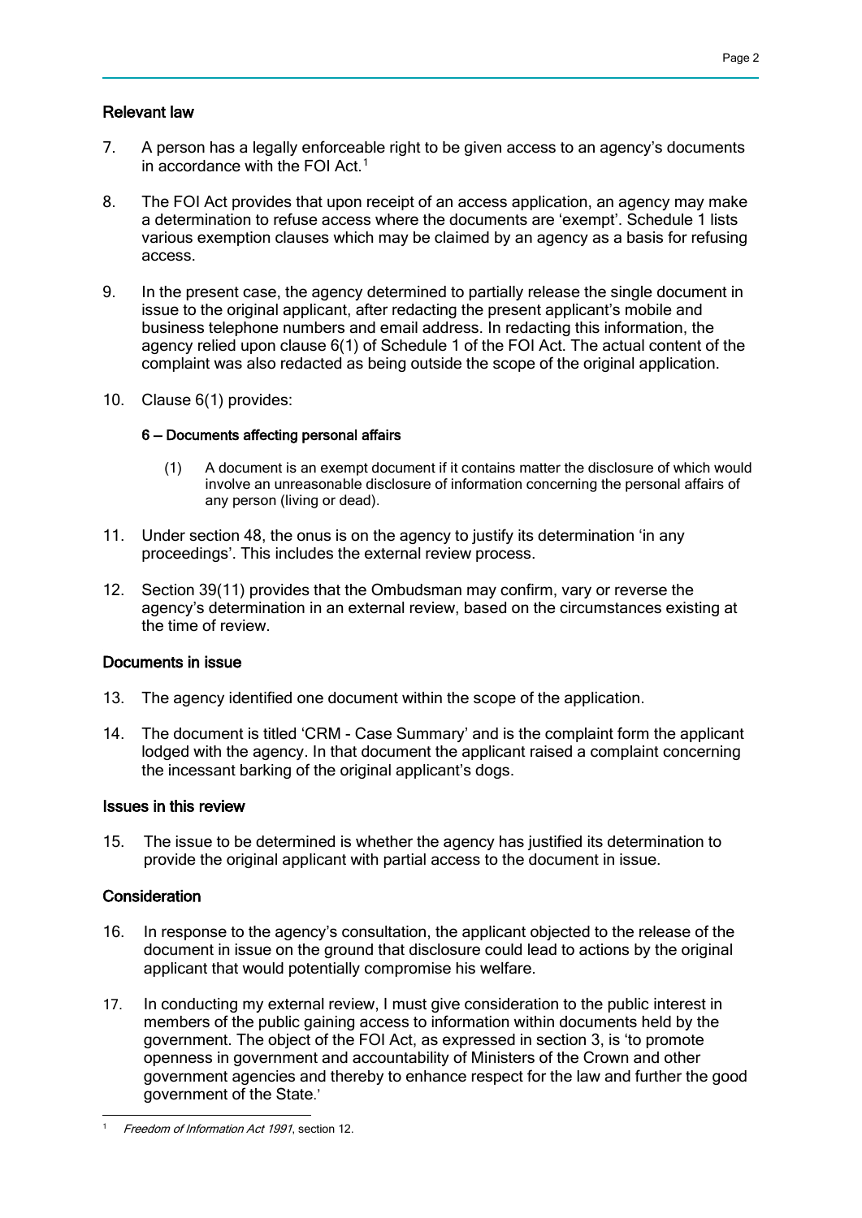## Relevant law

7. A person has a legally enforceable right to be given access to an agency's documents in accordance with the FOI Act.[1]

8. The FOI Act provides that upon receipt of an access application, an agency may make a determination to refuse access where the documents are 'exempt'. Schedule 1 lists various exemption clauses which may be claimed by an agency as a basis for refusing access.

9. In the present case, the agency determined to partially release the single document in issue to the original applicant, after redacting the present applicant's mobile and business telephone numbers and email address. In redacting this information, the agency relied upon clause 6(1) of Schedule 1 of the FOI Act. The actual content of the complaint was also redacted as being outside the scope of the original application.

10. Clause 6(1) provides:

   **6 — Documents affecting personal affairs**

   (1) A document is an exempt document if it contains matter the disclosure of which would involve an unreasonable disclosure of information concerning the personal affairs of any person (living or dead).

11. Under section 48, the onus is on the agency to justify its determination 'in any proceedings'. This includes the external review process.

12. Section 39(11) provides that the Ombudsman may confirm, vary or reverse the agency's determination in an external review, based on the circumstances existing at the time of review.

## Documents in issue

13. The agency identified one document within the scope of the application.

14. The document is titled 'CRM - Case Summary' and is the complaint form the applicant lodged with the agency. In that document the applicant raised a complaint concerning the incessant barking of the original applicant's dogs.

## Issues in this review

15. The issue to be determined is whether the agency has justified its determination to provide the original applicant with partial access to the document in issue.

## Consideration

16. In response to the agency's consultation, the applicant objected to the release of the document in issue on the ground that disclosure could lead to actions by the original applicant that would potentially compromise his welfare.

17. In conducting my external review, I must give consideration to the public interest in members of the public gaining access to information within documents held by the government. The object of the FOI Act, as expressed in section 3, is 'to promote openness in government and accountability of Ministers of the Crown and other government agencies and thereby to enhance respect for the law and further the good government of the State.'

---

[1] *Freedom of Information Act 1991*, section 12.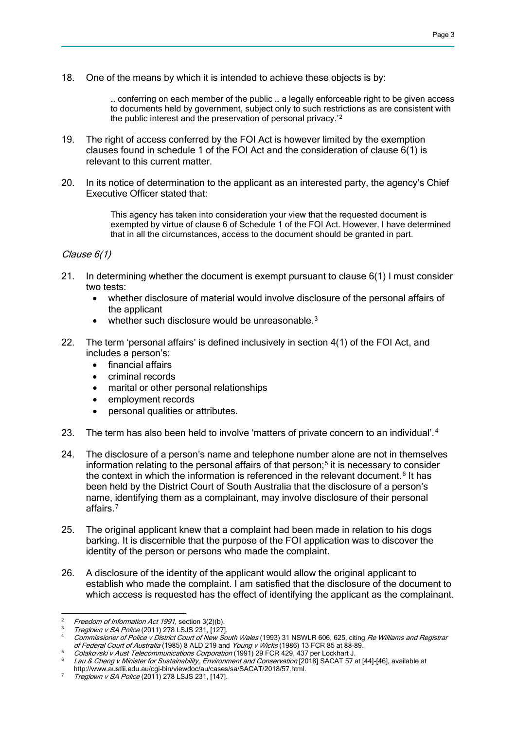18. One of the means by which it is intended to achieve these objects is by:

> … conferring on each member of the public … a legally enforceable right to be given access to documents held by government, subject only to such restrictions as are consistent with the public interest and the preservation of personal privacy.'[2]

19. The right of access conferred by the FOI Act is however limited by the exemption clauses found in schedule 1 of the FOI Act and the consideration of clause 6(1) is relevant to this current matter.

20. In its notice of determination to the applicant as an interested party, the agency's Chief Executive Officer stated that:

> This agency has taken into consideration your view that the requested document is exempted by virtue of clause 6 of Schedule 1 of the FOI Act. However, I have determined that in all the circumstances, access to the document should be granted in part.

*Clause 6(1)*

21. In determining whether the document is exempt pursuant to clause 6(1) I must consider two tests:
    - whether disclosure of material would involve disclosure of the personal affairs of the applicant
    - whether such disclosure would be unreasonable.[3]

22. The term 'personal affairs' is defined inclusively in section 4(1) of the FOI Act, and includes a person's:
    - financial affairs
    - criminal records
    - marital or other personal relationships
    - employment records
    - personal qualities or attributes.

23. The term has also been held to involve 'matters of private concern to an individual'.[4]

24. The disclosure of a person's name and telephone number alone are not in themselves information relating to the personal affairs of that person;[5] it is necessary to consider the context in which the information is referenced in the relevant document.[6] It has been held by the District Court of South Australia that the disclosure of a person's name, identifying them as a complainant, may involve disclosure of their personal affairs.[7]

25. The original applicant knew that a complaint had been made in relation to his dogs barking. It is discernible that the purpose of the FOI application was to discover the identity of the person or persons who made the complaint.

26. A disclosure of the identity of the applicant would allow the original applicant to establish who made the complaint. I am satisfied that the disclosure of the document to which access is requested has the effect of identifying the applicant as the complainant.

---

[2] *Freedom of Information Act 1991*, section 3(2)(b).

[3] *Treglown v SA Police* (2011) 278 LSJS 231, [127].

[4] *Commissioner of Police v District Court of New South Wales* (1993) 31 NSWLR 606, 625, citing *Re Williams and Registrar of Federal Court of Australia* (1985) 8 ALD 219 and *Young v Wicks* (1986) 13 FCR 85 at 88-89.

[5] *Colakovski v Aust Telecommunications Corporation* (1991) 29 FCR 429, 437 per Lockhart J.

[6] *Lau & Cheng v Minister for Sustainability, Environment and Conservation* [2018] SACAT 57 at [44]-[46], available at http://www.austlii.edu.au/cgi-bin/viewdoc/au/cases/sa/SACAT/2018/57.html.

[7] *Treglown v SA Police* (2011) 278 LSJS 231, [147].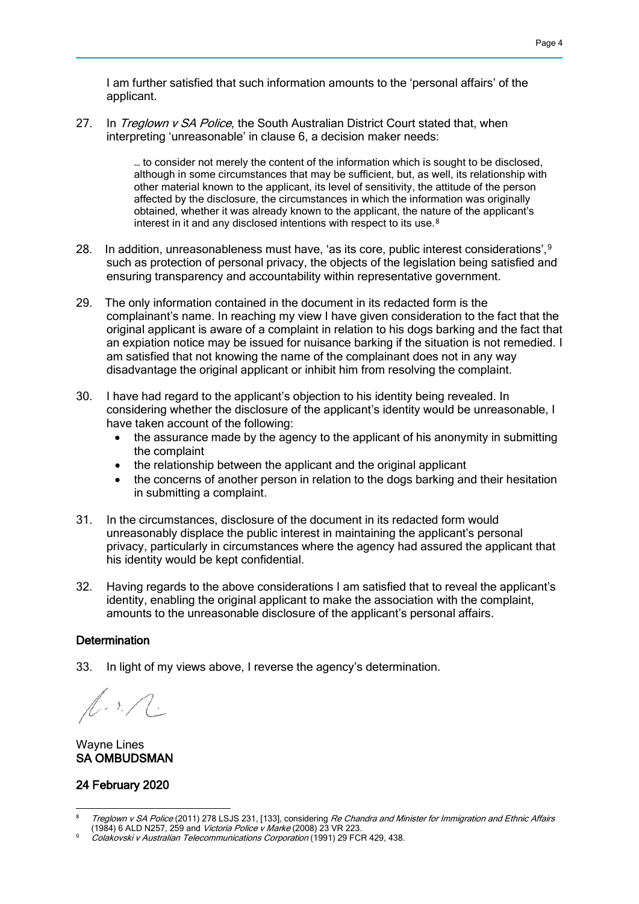I am further satisfied that such information amounts to the 'personal affairs' of the applicant.

27. In *Treglown v SA Police*, the South Australian District Court stated that, when interpreting 'unreasonable' in clause 6, a decision maker needs:

> … to consider not merely the content of the information which is sought to be disclosed, although in some circumstances that may be sufficient, but, as well, its relationship with other material known to the applicant, its level of sensitivity, the attitude of the person affected by the disclosure, the circumstances in which the information was originally obtained, whether it was already known to the applicant, the nature of the applicant's interest in it and any disclosed intentions with respect to its use.[8]

28. In addition, unreasonableness must have, 'as its core, public interest considerations',[9] such as protection of personal privacy, the objects of the legislation being satisfied and ensuring transparency and accountability within representative government.

29. The only information contained in the document in its redacted form is the complainant's name. In reaching my view I have given consideration to the fact that the original applicant is aware of a complaint in relation to his dogs barking and the fact that an expiation notice may be issued for nuisance barking if the situation is not remedied. I am satisfied that not knowing the name of the complainant does not in any way disadvantage the original applicant or inhibit him from resolving the complaint.

30. I have had regard to the applicant's objection to his identity being revealed. In considering whether the disclosure of the applicant's identity would be unreasonable, I have taken account of the following:
    - the assurance made by the agency to the applicant of his anonymity in submitting the complaint
    - the relationship between the applicant and the original applicant
    - the concerns of another person in relation to the dogs barking and their hesitation in submitting a complaint.

31. In the circumstances, disclosure of the document in its redacted form would unreasonably displace the public interest in maintaining the applicant's personal privacy, particularly in circumstances where the agency had assured the applicant that his identity would be kept confidential.

32. Having regards to the above considerations I am satisfied that to reveal the applicant's identity, enabling the original applicant to make the association with the complaint, amounts to the unreasonable disclosure of the applicant's personal affairs.

## Determination

33. In light of my views above, I reverse the agency's determination.

Wayne Lines
**SA OMBUDSMAN**

**24 February 2020**

---

[8] *Treglown v SA Police* (2011) 278 LSJS 231, [133], considering *Re Chandra and Minister for Immigration and Ethnic Affairs* (1984) 6 ALD N257, 259 and *Victoria Police v Marke* (2008) 23 VR 223.

[9] *Colakovski v Australian Telecommunications Corporation* (1991) 29 FCR 429, 438.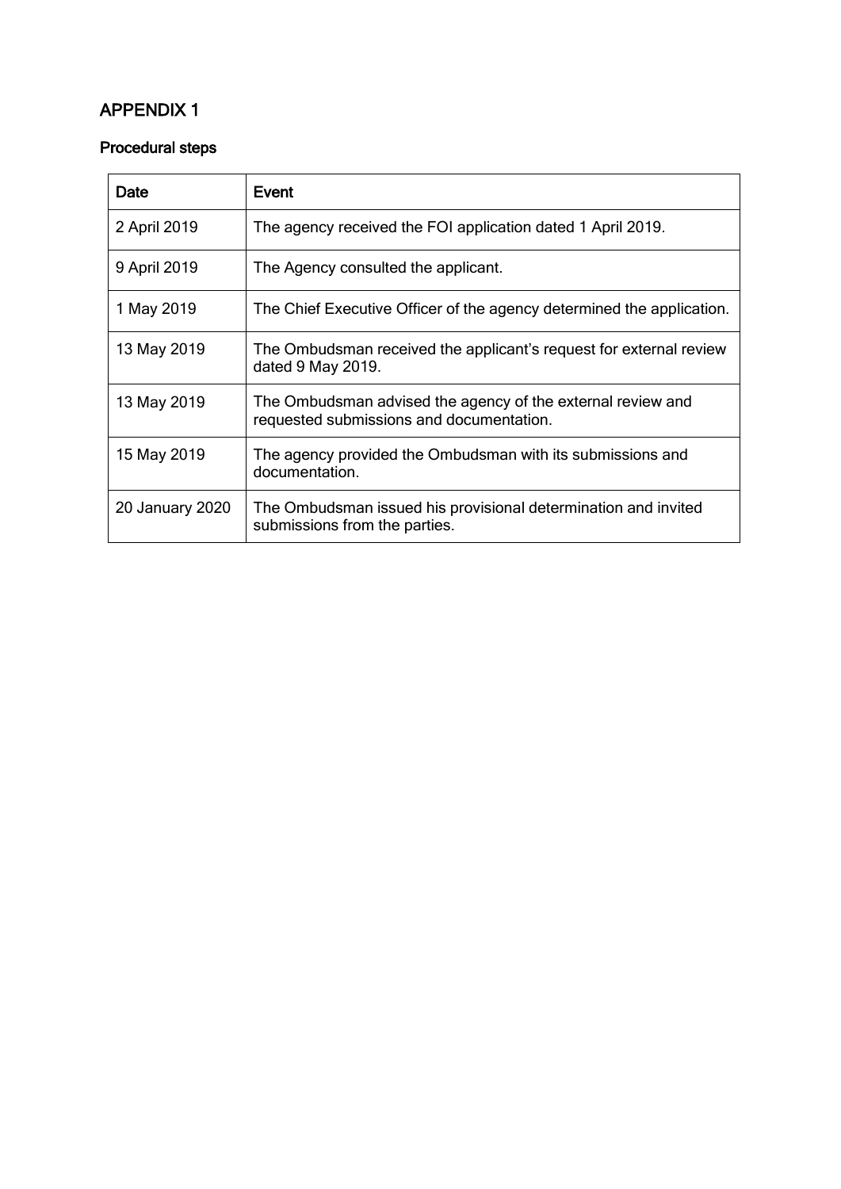# APPENDIX 1

## Procedural steps

| Date | Event |
|---|---|
| 2 April 2019 | The agency received the FOI application dated 1 April 2019. |
| 9 April 2019 | The Agency consulted the applicant. |
| 1 May 2019 | The Chief Executive Officer of the agency determined the application. |
| 13 May 2019 | The Ombudsman received the applicant's request for external review dated 9 May 2019. |
| 13 May 2019 | The Ombudsman advised the agency of the external review and requested submissions and documentation. |
| 15 May 2019 | The agency provided the Ombudsman with its submissions and documentation. |
| 20 January 2020 | The Ombudsman issued his provisional determination and invited submissions from the parties. |